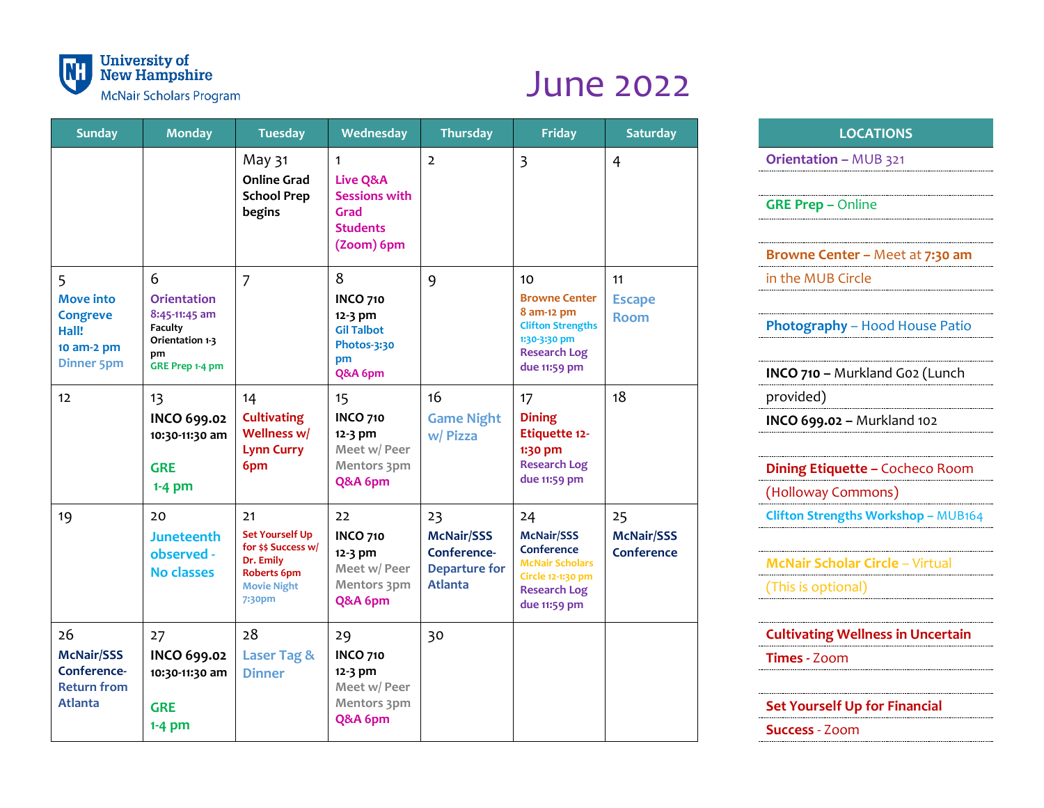University of New Hampshire
McNair Scholars Program

# June 2022

| Sunday | Monday | Tuesday | Wednesday | Thursday | Friday | Saturday |
|---|---|---|---|---|---|---|
| | | May 31<br>**Online Grad School Prep begins** | 1<br>**Live Q&A Sessions with Grad Students (Zoom) 6pm** | 2 | 3 | 4 |
| 5<br>**Move into Congreve Hall!**<br>**10 am-2 pm**<br>Dinner 5pm | 6<br>**Orientation**<br>8:45-11:45 am<br>Faculty Orientation 1-3 pm<br>GRE Prep 1-4 pm | 7 | 8<br>**INCO 710**<br>**12-3 pm**<br>Gil Talbot Photos-3:30 pm<br>Q&A 6pm | 9 | 10<br>Browne Center 8 am-12 pm<br>Clifton Strengths 1:30-3:30 pm<br>Research Log due 11:59 pm | 11<br>Escape Room |
| 12 | 13<br>**INCO 699.02**<br>**10:30-11:30 am**<br><br>**GRE**<br>**1-4 pm** | 14<br>**Cultivating Wellness w/ Lynn Curry 6pm** | 15<br>**INCO 710**<br>**12-3 pm**<br>Meet w/ Peer Mentors 3pm<br>Q&A 6pm | 16<br>Game Night w/ Pizza | 17<br>**Dining Etiquette 12-1:30 pm**<br>Research Log due 11:59 pm | 18 |
| 19 | 20<br>Juneteenth observed - No classes | 21<br>**Set Yourself Up for $$ Success w/ Dr. Emily Roberts 6pm**<br>Movie Night 7:30pm | 22<br>**INCO 710**<br>**12-3 pm**<br>Meet w/ Peer Mentors 3pm<br>Q&A 6pm | 23<br>**McNair/SSS Conference-Departure for Atlanta** | 24<br>**McNair/SSS Conference**<br>McNair Scholars Circle 12-1:30 pm<br>Research Log due 11:59 pm | 25<br>**McNair/SSS Conference** |
| 26<br>**McNair/SSS Conference-Return from Atlanta** | 27<br>**INCO 699.02**<br>**10:30-11:30 am**<br><br>**GRE**<br>**1-4 pm** | 28<br>Laser Tag & Dinner | 29<br>**INCO 710**<br>**12-3 pm**<br>Meet w/ Peer Mentors 3pm<br>Q&A 6pm | 30 | | |

| LOCATIONS |
|---|
| **Orientation** – MUB 321 |
| **GRE Prep** – Online |
| **Browne Center** – Meet at **7:30 am** in the MUB Circle |
| **Photography** – Hood House Patio |
| **INCO 710** – Murkland G02 (Lunch provided) |
| **INCO 699.02** – Murkland 102 |
| **Dining Etiquette** – Cocheco Room (Holloway Commons) |
| **Clifton Strengths Workshop** – MUB164 |
| **McNair Scholar Circle** – Virtual (This is optional) |
| **Cultivating Wellness in Uncertain Times** - Zoom |
| **Set Yourself Up for Financial Success** - Zoom |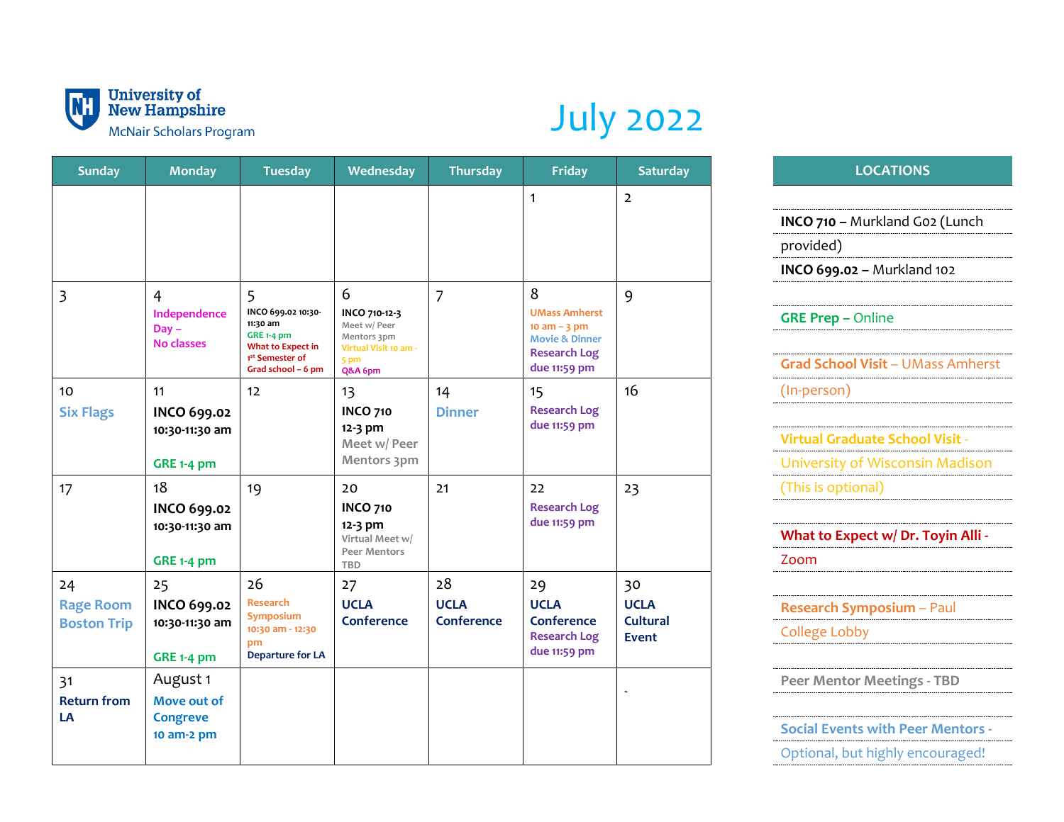University of New Hampshire
McNair Scholars Program

# July 2022

| Sunday | Monday | Tuesday | Wednesday | Thursday | Friday | Saturday |
|---|---|---|---|---|---|---|
| | | | | | 1 | 2 |
| 3 | 4 Independence Day – No classes | 5 INCO 699.02 10:30-11:30 am GRE 1-4 pm What to Expect in 1st Semester of Grad school – 6 pm | 6 INCO 710-12-3 Meet w/ Peer Mentors 3pm Virtual Visit 10 am - 5 pm Q&A 6pm | 7 | 8 UMass Amherst 10 am – 3 pm Movie & Dinner Research Log due 11:59 pm | 9 |
| 10 Six Flags | 11 INCO 699.02 10:30-11:30 am GRE 1-4 pm | 12 | 13 INCO 710 12-3 pm Meet w/ Peer Mentors 3pm | 14 Dinner | 15 Research Log due 11:59 pm | 16 |
| 17 | 18 INCO 699.02 10:30-11:30 am GRE 1-4 pm | 19 | 20 INCO 710 12-3 pm Virtual Meet w/ Peer Mentors TBD | 21 | 22 Research Log due 11:59 pm | 23 |
| 24 Rage Room Boston Trip | 25 INCO 699.02 10:30-11:30 am GRE 1-4 pm | 26 Research Symposium 10:30 am - 12:30 pm Departure for LA | 27 UCLA Conference | 28 UCLA Conference | 29 UCLA Conference Research Log due 11:59 pm | 30 UCLA Cultural Event |
| 31 Return from LA | August 1 Move out of Congreve 10 am-2 pm | | | | | - |

## LOCATIONS

**INCO 710 –** Murkland G02 (Lunch provided)

**INCO 699.02 –** Murkland 102

**GRE Prep –** Online

**Grad School Visit** – UMass Amherst (In-person)

**Virtual Graduate School Visit** - University of Wisconsin Madison (This is optional)

**What to Expect w/ Dr. Toyin Alli** - Zoom

**Research Symposium** – Paul College Lobby

**Peer Mentor Meetings - TBD**

**Social Events with Peer Mentors** - Optional, but highly encouraged!